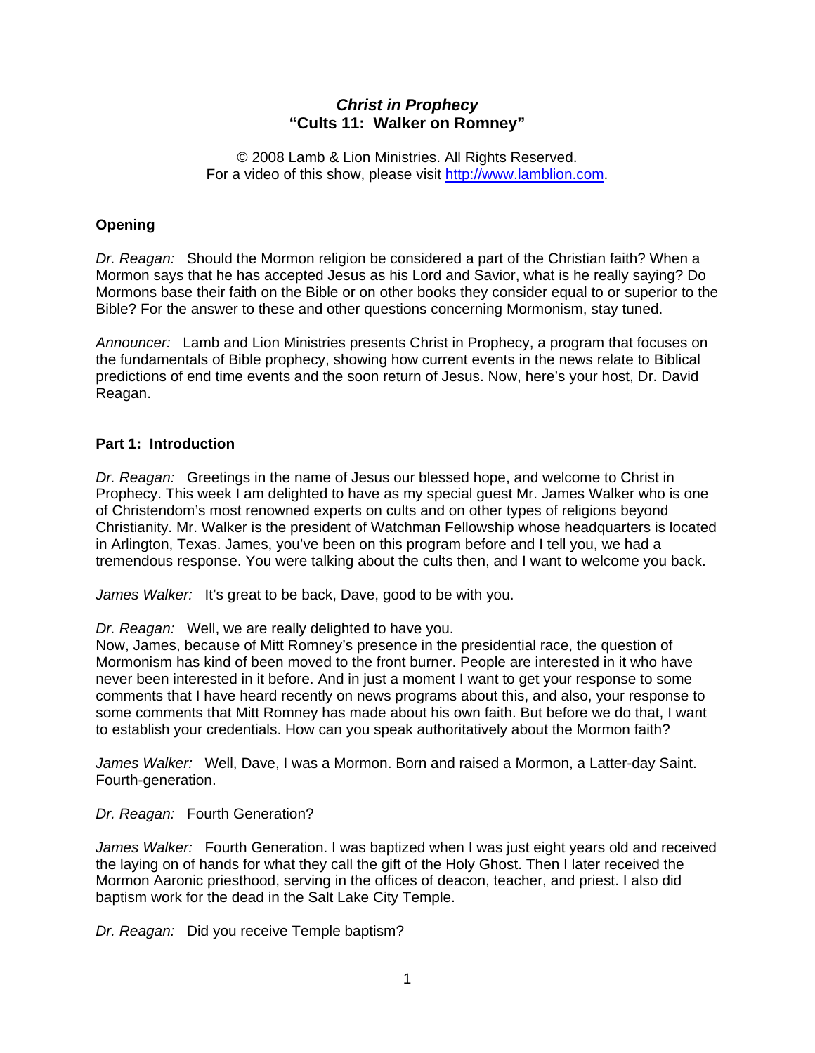# *Christ in Prophecy*
## "Cults 11: Walker on Romney"

© 2008 Lamb & Lion Ministries. All Rights Reserved.
For a video of this show, please visit http://www.lamblion.com.

### Opening

*Dr. Reagan:* Should the Mormon religion be considered a part of the Christian faith? When a Mormon says that he has accepted Jesus as his Lord and Savior, what is he really saying? Do Mormons base their faith on the Bible or on other books they consider equal to or superior to the Bible? For the answer to these and other questions concerning Mormonism, stay tuned.

*Announcer:* Lamb and Lion Ministries presents Christ in Prophecy, a program that focuses on the fundamentals of Bible prophecy, showing how current events in the news relate to Biblical predictions of end time events and the soon return of Jesus. Now, here's your host, Dr. David Reagan.

### Part 1: Introduction

*Dr. Reagan:* Greetings in the name of Jesus our blessed hope, and welcome to Christ in Prophecy. This week I am delighted to have as my special guest Mr. James Walker who is one of Christendom's most renowned experts on cults and on other types of religions beyond Christianity. Mr. Walker is the president of Watchman Fellowship whose headquarters is located in Arlington, Texas. James, you've been on this program before and I tell you, we had a tremendous response. You were talking about the cults then, and I want to welcome you back.

*James Walker:* It's great to be back, Dave, good to be with you.

*Dr. Reagan:* Well, we are really delighted to have you.
Now, James, because of Mitt Romney's presence in the presidential race, the question of Mormonism has kind of been moved to the front burner. People are interested in it who have never been interested in it before. And in just a moment I want to get your response to some comments that I have heard recently on news programs about this, and also, your response to some comments that Mitt Romney has made about his own faith. But before we do that, I want to establish your credentials. How can you speak authoritatively about the Mormon faith?

*James Walker:* Well, Dave, I was a Mormon. Born and raised a Mormon, a Latter-day Saint. Fourth-generation.

*Dr. Reagan:* Fourth Generation?

*James Walker:* Fourth Generation. I was baptized when I was just eight years old and received the laying on of hands for what they call the gift of the Holy Ghost. Then I later received the Mormon Aaronic priesthood, serving in the offices of deacon, teacher, and priest. I also did baptism work for the dead in the Salt Lake City Temple.

*Dr. Reagan:* Did you receive Temple baptism?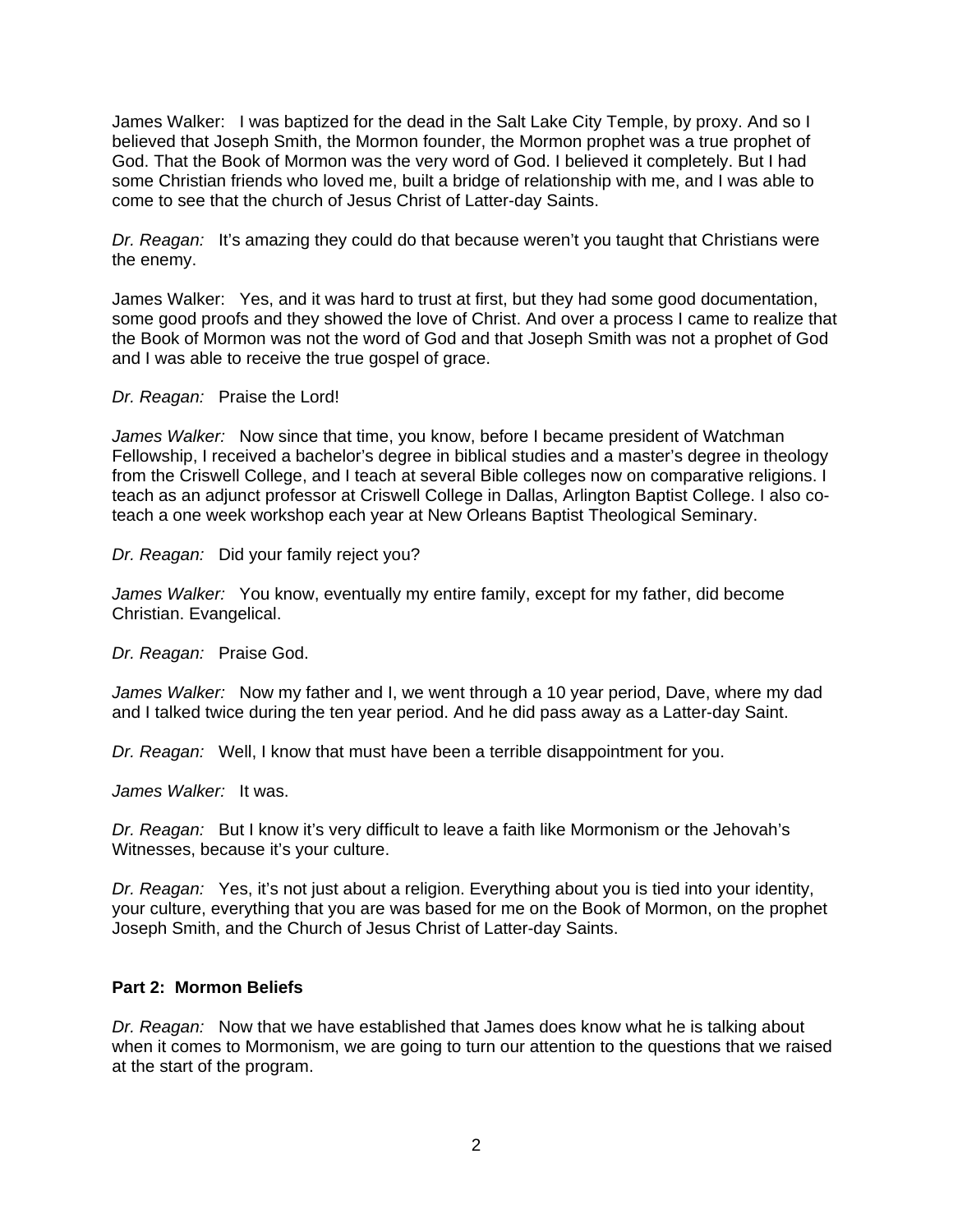James Walker: I was baptized for the dead in the Salt Lake City Temple, by proxy. And so I believed that Joseph Smith, the Mormon founder, the Mormon prophet was a true prophet of God. That the Book of Mormon was the very word of God. I believed it completely. But I had some Christian friends who loved me, built a bridge of relationship with me, and I was able to come to see that the church of Jesus Christ of Latter-day Saints.

*Dr. Reagan:* It's amazing they could do that because weren't you taught that Christians were the enemy.

James Walker: Yes, and it was hard to trust at first, but they had some good documentation, some good proofs and they showed the love of Christ. And over a process I came to realize that the Book of Mormon was not the word of God and that Joseph Smith was not a prophet of God and I was able to receive the true gospel of grace.

*Dr. Reagan:* Praise the Lord!

*James Walker:* Now since that time, you know, before I became president of Watchman Fellowship, I received a bachelor's degree in biblical studies and a master's degree in theology from the Criswell College, and I teach at several Bible colleges now on comparative religions. I teach as an adjunct professor at Criswell College in Dallas, Arlington Baptist College. I also co-teach a one week workshop each year at New Orleans Baptist Theological Seminary.

*Dr. Reagan:* Did your family reject you?

*James Walker:* You know, eventually my entire family, except for my father, did become Christian. Evangelical.

*Dr. Reagan:* Praise God.

*James Walker:* Now my father and I, we went through a 10 year period, Dave, where my dad and I talked twice during the ten year period. And he did pass away as a Latter-day Saint.

*Dr. Reagan:* Well, I know that must have been a terrible disappointment for you.

*James Walker:* It was.

*Dr. Reagan:* But I know it's very difficult to leave a faith like Mormonism or the Jehovah's Witnesses, because it's your culture.

*Dr. Reagan:* Yes, it's not just about a religion. Everything about you is tied into your identity, your culture, everything that you are was based for me on the Book of Mormon, on the prophet Joseph Smith, and the Church of Jesus Christ of Latter-day Saints.

**Part 2: Mormon Beliefs**

*Dr. Reagan:* Now that we have established that James does know what he is talking about when it comes to Mormonism, we are going to turn our attention to the questions that we raised at the start of the program.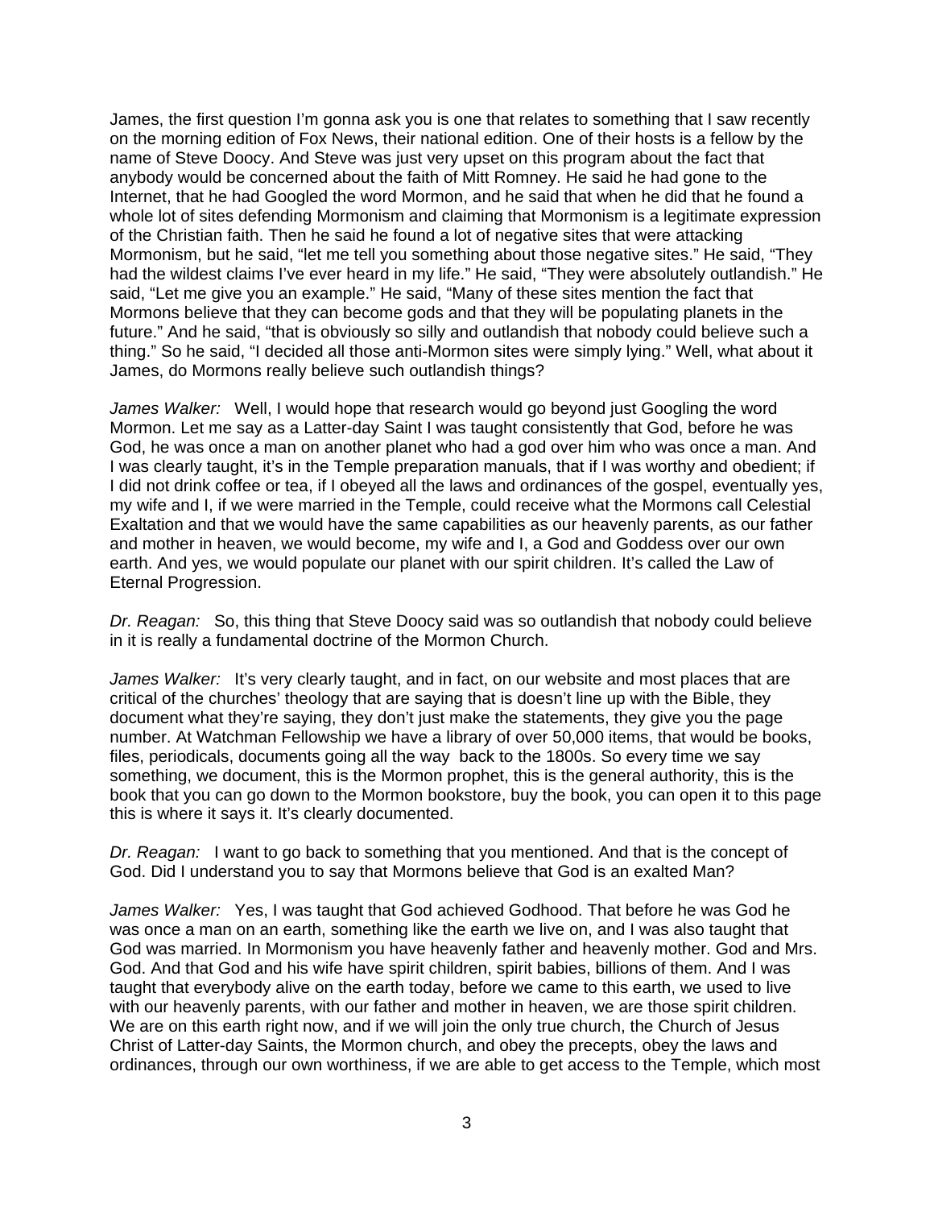James, the first question I'm gonna ask you is one that relates to something that I saw recently on the morning edition of Fox News, their national edition. One of their hosts is a fellow by the name of Steve Doocy. And Steve was just very upset on this program about the fact that anybody would be concerned about the faith of Mitt Romney. He said he had gone to the Internet, that he had Googled the word Mormon, and he said that when he did that he found a whole lot of sites defending Mormonism and claiming that Mormonism is a legitimate expression of the Christian faith. Then he said he found a lot of negative sites that were attacking Mormonism, but he said, "let me tell you something about those negative sites." He said, "They had the wildest claims I've ever heard in my life." He said, "They were absolutely outlandish." He said, "Let me give you an example." He said, "Many of these sites mention the fact that Mormons believe that they can become gods and that they will be populating planets in the future." And he said, "that is obviously so silly and outlandish that nobody could believe such a thing." So he said, "I decided all those anti-Mormon sites were simply lying." Well, what about it James, do Mormons really believe such outlandish things?

*James Walker:* Well, I would hope that research would go beyond just Googling the word Mormon. Let me say as a Latter-day Saint I was taught consistently that God, before he was God, he was once a man on another planet who had a god over him who was once a man. And I was clearly taught, it's in the Temple preparation manuals, that if I was worthy and obedient; if I did not drink coffee or tea, if I obeyed all the laws and ordinances of the gospel, eventually yes, my wife and I, if we were married in the Temple, could receive what the Mormons call Celestial Exaltation and that we would have the same capabilities as our heavenly parents, as our father and mother in heaven, we would become, my wife and I, a God and Goddess over our own earth. And yes, we would populate our planet with our spirit children. It's called the Law of Eternal Progression.

*Dr. Reagan:* So, this thing that Steve Doocy said was so outlandish that nobody could believe in it is really a fundamental doctrine of the Mormon Church.

*James Walker:* It's very clearly taught, and in fact, on our website and most places that are critical of the churches' theology that are saying that is doesn't line up with the Bible, they document what they're saying, they don't just make the statements, they give you the page number. At Watchman Fellowship we have a library of over 50,000 items, that would be books, files, periodicals, documents going all the way back to the 1800s. So every time we say something, we document, this is the Mormon prophet, this is the general authority, this is the book that you can go down to the Mormon bookstore, buy the book, you can open it to this page this is where it says it. It's clearly documented.

*Dr. Reagan:* I want to go back to something that you mentioned. And that is the concept of God. Did I understand you to say that Mormons believe that God is an exalted Man?

*James Walker:* Yes, I was taught that God achieved Godhood. That before he was God he was once a man on an earth, something like the earth we live on, and I was also taught that God was married. In Mormonism you have heavenly father and heavenly mother. God and Mrs. God. And that God and his wife have spirit children, spirit babies, billions of them. And I was taught that everybody alive on the earth today, before we came to this earth, we used to live with our heavenly parents, with our father and mother in heaven, we are those spirit children. We are on this earth right now, and if we will join the only true church, the Church of Jesus Christ of Latter-day Saints, the Mormon church, and obey the precepts, obey the laws and ordinances, through our own worthiness, if we are able to get access to the Temple, which most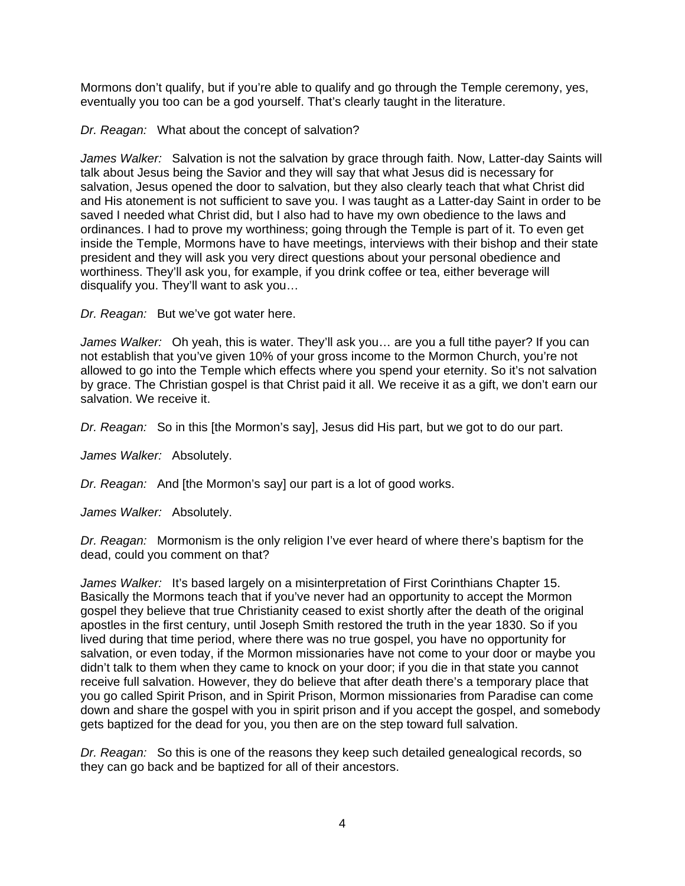Mormons don't qualify, but if you're able to qualify and go through the Temple ceremony, yes, eventually you too can be a god yourself. That's clearly taught in the literature.

*Dr. Reagan:* What about the concept of salvation?

*James Walker:* Salvation is not the salvation by grace through faith. Now, Latter-day Saints will talk about Jesus being the Savior and they will say that what Jesus did is necessary for salvation, Jesus opened the door to salvation, but they also clearly teach that what Christ did and His atonement is not sufficient to save you. I was taught as a Latter-day Saint in order to be saved I needed what Christ did, but I also had to have my own obedience to the laws and ordinances. I had to prove my worthiness; going through the Temple is part of it. To even get inside the Temple, Mormons have to have meetings, interviews with their bishop and their state president and they will ask you very direct questions about your personal obedience and worthiness. They'll ask you, for example, if you drink coffee or tea, either beverage will disqualify you. They'll want to ask you…

*Dr. Reagan:* But we've got water here.

*James Walker:* Oh yeah, this is water. They'll ask you… are you a full tithe payer? If you can not establish that you've given 10% of your gross income to the Mormon Church, you're not allowed to go into the Temple which effects where you spend your eternity. So it's not salvation by grace. The Christian gospel is that Christ paid it all. We receive it as a gift, we don't earn our salvation. We receive it.

*Dr. Reagan:* So in this [the Mormon's say], Jesus did His part, but we got to do our part.

*James Walker:* Absolutely.

*Dr. Reagan:* And [the Mormon's say] our part is a lot of good works.

*James Walker:* Absolutely.

*Dr. Reagan:* Mormonism is the only religion I've ever heard of where there's baptism for the dead, could you comment on that?

*James Walker:* It's based largely on a misinterpretation of First Corinthians Chapter 15. Basically the Mormons teach that if you've never had an opportunity to accept the Mormon gospel they believe that true Christianity ceased to exist shortly after the death of the original apostles in the first century, until Joseph Smith restored the truth in the year 1830. So if you lived during that time period, where there was no true gospel, you have no opportunity for salvation, or even today, if the Mormon missionaries have not come to your door or maybe you didn't talk to them when they came to knock on your door; if you die in that state you cannot receive full salvation. However, they do believe that after death there's a temporary place that you go called Spirit Prison, and in Spirit Prison, Mormon missionaries from Paradise can come down and share the gospel with you in spirit prison and if you accept the gospel, and somebody gets baptized for the dead for you, you then are on the step toward full salvation.

*Dr. Reagan:* So this is one of the reasons they keep such detailed genealogical records, so they can go back and be baptized for all of their ancestors.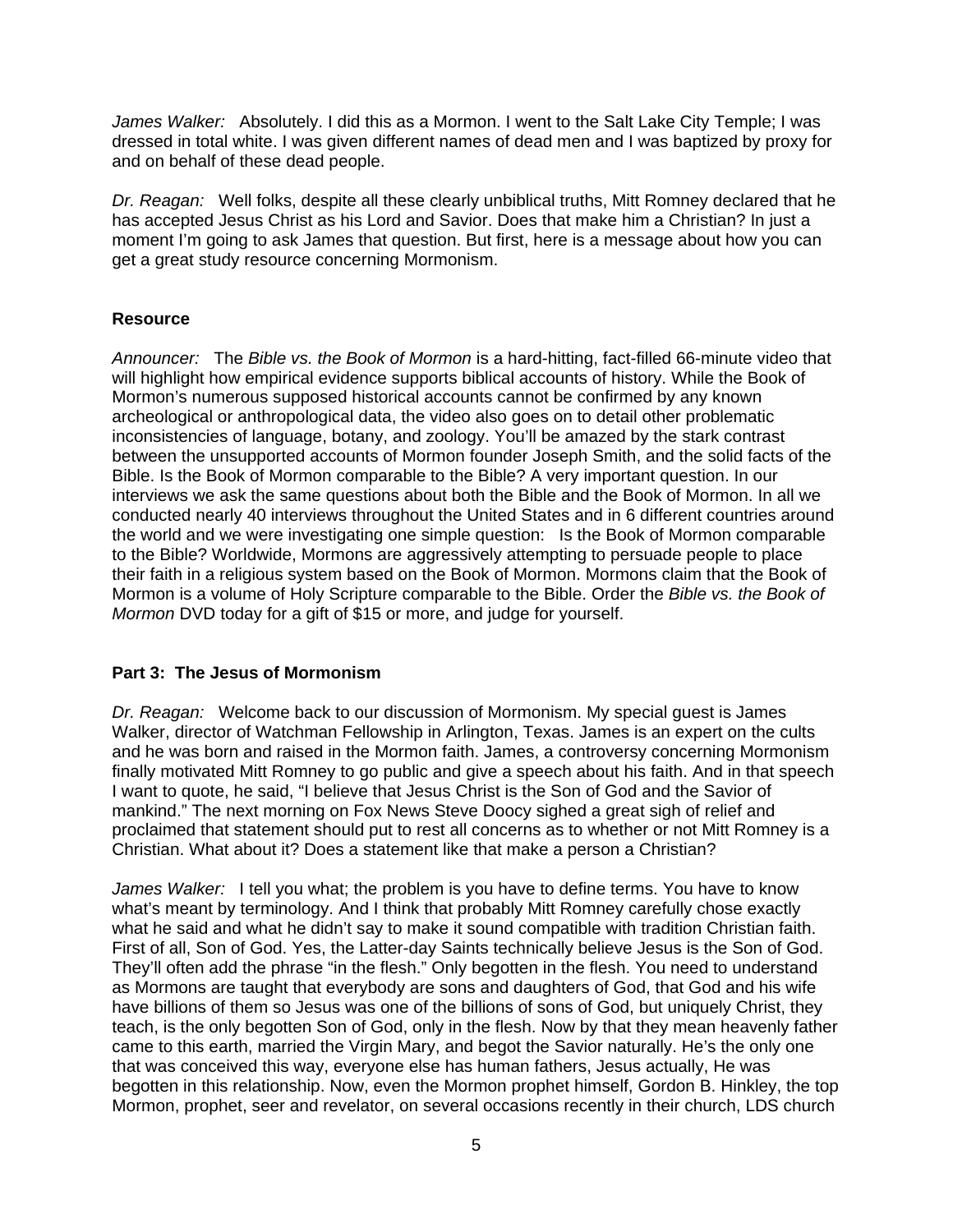*James Walker:* Absolutely. I did this as a Mormon. I went to the Salt Lake City Temple; I was dressed in total white. I was given different names of dead men and I was baptized by proxy for and on behalf of these dead people.

*Dr. Reagan:* Well folks, despite all these clearly unbiblical truths, Mitt Romney declared that he has accepted Jesus Christ as his Lord and Savior. Does that make him a Christian? In just a moment I'm going to ask James that question. But first, here is a message about how you can get a great study resource concerning Mormonism.

**Resource**

*Announcer:* The *Bible vs. the Book of Mormon* is a hard-hitting, fact-filled 66-minute video that will highlight how empirical evidence supports biblical accounts of history. While the Book of Mormon's numerous supposed historical accounts cannot be confirmed by any known archeological or anthropological data, the video also goes on to detail other problematic inconsistencies of language, botany, and zoology. You'll be amazed by the stark contrast between the unsupported accounts of Mormon founder Joseph Smith, and the solid facts of the Bible. Is the Book of Mormon comparable to the Bible? A very important question. In our interviews we ask the same questions about both the Bible and the Book of Mormon. In all we conducted nearly 40 interviews throughout the United States and in 6 different countries around the world and we were investigating one simple question: Is the Book of Mormon comparable to the Bible? Worldwide, Mormons are aggressively attempting to persuade people to place their faith in a religious system based on the Book of Mormon. Mormons claim that the Book of Mormon is a volume of Holy Scripture comparable to the Bible. Order the *Bible vs. the Book of Mormon* DVD today for a gift of $15 or more, and judge for yourself.

**Part 3: The Jesus of Mormonism**

*Dr. Reagan:* Welcome back to our discussion of Mormonism. My special guest is James Walker, director of Watchman Fellowship in Arlington, Texas. James is an expert on the cults and he was born and raised in the Mormon faith. James, a controversy concerning Mormonism finally motivated Mitt Romney to go public and give a speech about his faith. And in that speech I want to quote, he said, "I believe that Jesus Christ is the Son of God and the Savior of mankind." The next morning on Fox News Steve Doocy sighed a great sigh of relief and proclaimed that statement should put to rest all concerns as to whether or not Mitt Romney is a Christian. What about it? Does a statement like that make a person a Christian?

*James Walker:* I tell you what; the problem is you have to define terms. You have to know what's meant by terminology. And I think that probably Mitt Romney carefully chose exactly what he said and what he didn't say to make it sound compatible with tradition Christian faith. First of all, Son of God. Yes, the Latter-day Saints technically believe Jesus is the Son of God. They'll often add the phrase "in the flesh." Only begotten in the flesh. You need to understand as Mormons are taught that everybody are sons and daughters of God, that God and his wife have billions of them so Jesus was one of the billions of sons of God, but uniquely Christ, they teach, is the only begotten Son of God, only in the flesh. Now by that they mean heavenly father came to this earth, married the Virgin Mary, and begot the Savior naturally. He's the only one that was conceived this way, everyone else has human fathers, Jesus actually, He was begotten in this relationship. Now, even the Mormon prophet himself, Gordon B. Hinkley, the top Mormon, prophet, seer and revelator, on several occasions recently in their church, LDS church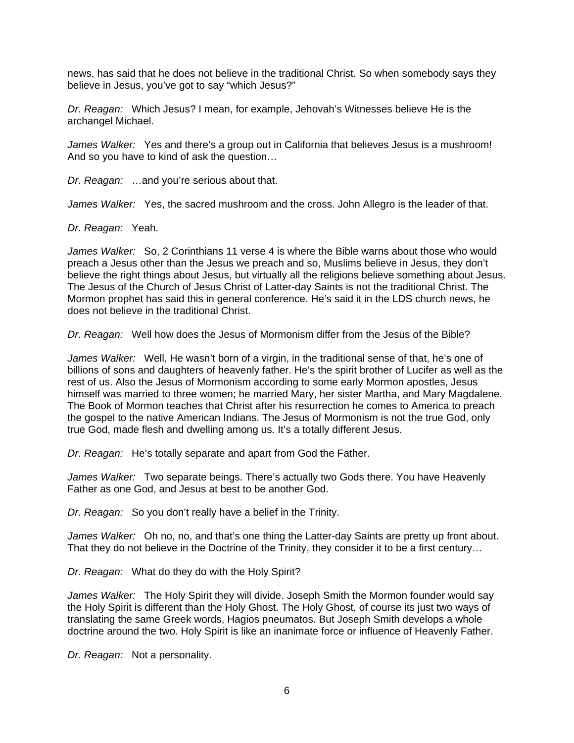news, has said that he does not believe in the traditional Christ. So when somebody says they believe in Jesus, you've got to say "which Jesus?"

*Dr. Reagan:* Which Jesus? I mean, for example, Jehovah's Witnesses believe He is the archangel Michael.

*James Walker:* Yes and there's a group out in California that believes Jesus is a mushroom! And so you have to kind of ask the question…

*Dr. Reagan:* …and you're serious about that.

*James Walker:* Yes, the sacred mushroom and the cross. John Allegro is the leader of that.

*Dr. Reagan:* Yeah.

*James Walker:* So, 2 Corinthians 11 verse 4 is where the Bible warns about those who would preach a Jesus other than the Jesus we preach and so, Muslims believe in Jesus, they don't believe the right things about Jesus, but virtually all the religions believe something about Jesus. The Jesus of the Church of Jesus Christ of Latter-day Saints is not the traditional Christ. The Mormon prophet has said this in general conference. He's said it in the LDS church news, he does not believe in the traditional Christ.

*Dr. Reagan:* Well how does the Jesus of Mormonism differ from the Jesus of the Bible?

*James Walker:* Well, He wasn't born of a virgin, in the traditional sense of that, he's one of billions of sons and daughters of heavenly father. He's the spirit brother of Lucifer as well as the rest of us. Also the Jesus of Mormonism according to some early Mormon apostles, Jesus himself was married to three women; he married Mary, her sister Martha, and Mary Magdalene. The Book of Mormon teaches that Christ after his resurrection he comes to America to preach the gospel to the native American Indians. The Jesus of Mormonism is not the true God, only true God, made flesh and dwelling among us. It's a totally different Jesus.

*Dr. Reagan:* He's totally separate and apart from God the Father.

*James Walker:* Two separate beings. There's actually two Gods there. You have Heavenly Father as one God, and Jesus at best to be another God.

*Dr. Reagan:* So you don't really have a belief in the Trinity.

*James Walker:* Oh no, no, and that's one thing the Latter-day Saints are pretty up front about. That they do not believe in the Doctrine of the Trinity, they consider it to be a first century…

*Dr. Reagan:* What do they do with the Holy Spirit?

*James Walker:* The Holy Spirit they will divide. Joseph Smith the Mormon founder would say the Holy Spirit is different than the Holy Ghost. The Holy Ghost, of course its just two ways of translating the same Greek words, Hagios pneumatos. But Joseph Smith develops a whole doctrine around the two. Holy Spirit is like an inanimate force or influence of Heavenly Father.

*Dr. Reagan:* Not a personality.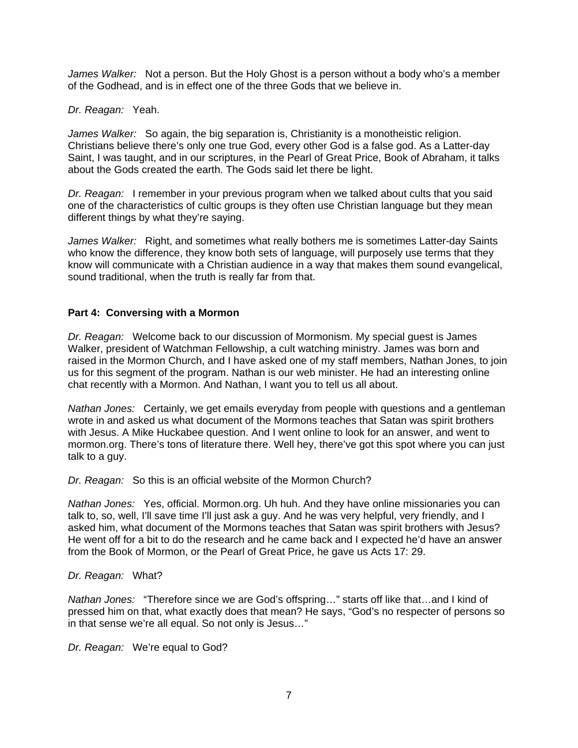*James Walker:* Not a person. But the Holy Ghost is a person without a body who's a member of the Godhead, and is in effect one of the three Gods that we believe in.

*Dr. Reagan:* Yeah.

*James Walker:* So again, the big separation is, Christianity is a monotheistic religion. Christians believe there's only one true God, every other God is a false god. As a Latter-day Saint, I was taught, and in our scriptures, in the Pearl of Great Price, Book of Abraham, it talks about the Gods created the earth. The Gods said let there be light.

*Dr. Reagan:* I remember in your previous program when we talked about cults that you said one of the characteristics of cultic groups is they often use Christian language but they mean different things by what they're saying.

*James Walker:* Right, and sometimes what really bothers me is sometimes Latter-day Saints who know the difference, they know both sets of language, will purposely use terms that they know will communicate with a Christian audience in a way that makes them sound evangelical, sound traditional, when the truth is really far from that.

**Part 4: Conversing with a Mormon**

*Dr. Reagan:* Welcome back to our discussion of Mormonism. My special guest is James Walker, president of Watchman Fellowship, a cult watching ministry. James was born and raised in the Mormon Church, and I have asked one of my staff members, Nathan Jones, to join us for this segment of the program. Nathan is our web minister. He had an interesting online chat recently with a Mormon. And Nathan, I want you to tell us all about.

*Nathan Jones:* Certainly, we get emails everyday from people with questions and a gentleman wrote in and asked us what document of the Mormons teaches that Satan was spirit brothers with Jesus. A Mike Huckabee question. And I went online to look for an answer, and went to mormon.org. There's tons of literature there. Well hey, there've got this spot where you can just talk to a guy.

*Dr. Reagan:* So this is an official website of the Mormon Church?

*Nathan Jones:* Yes, official. Mormon.org. Uh huh. And they have online missionaries you can talk to, so, well, I'll save time I'll just ask a guy. And he was very helpful, very friendly, and I asked him, what document of the Mormons teaches that Satan was spirit brothers with Jesus? He went off for a bit to do the research and he came back and I expected he'd have an answer from the Book of Mormon, or the Pearl of Great Price, he gave us Acts 17: 29.

*Dr. Reagan:* What?

*Nathan Jones:* "Therefore since we are God's offspring…" starts off like that…and I kind of pressed him on that, what exactly does that mean? He says, "God's no respecter of persons so in that sense we're all equal. So not only is Jesus…"

*Dr. Reagan:* We're equal to God?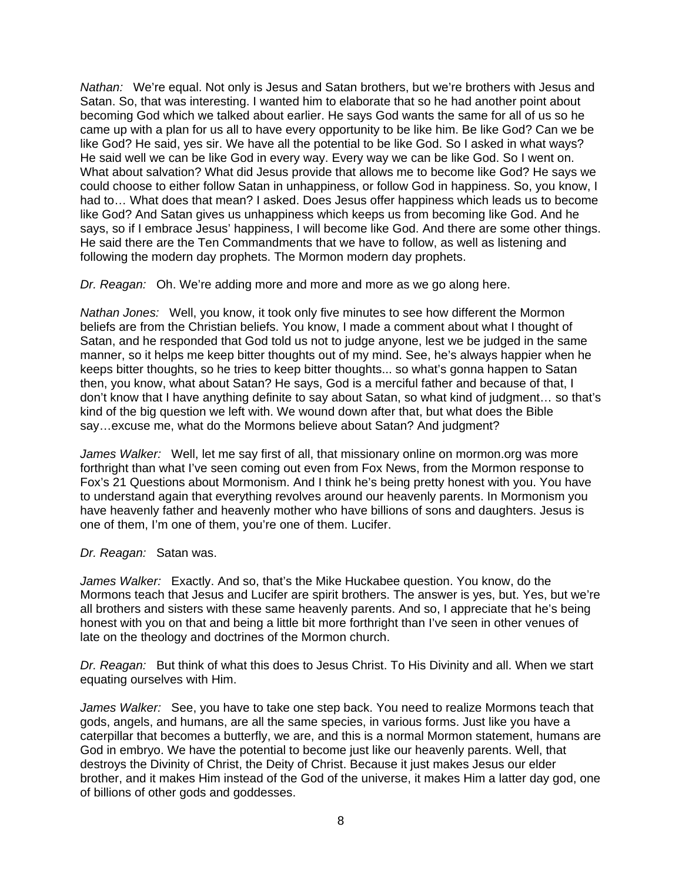*Nathan:* We're equal. Not only is Jesus and Satan brothers, but we're brothers with Jesus and Satan. So, that was interesting. I wanted him to elaborate that so he had another point about becoming God which we talked about earlier. He says God wants the same for all of us so he came up with a plan for us all to have every opportunity to be like him. Be like God? Can we be like God? He said, yes sir. We have all the potential to be like God. So I asked in what ways? He said well we can be like God in every way. Every way we can be like God. So I went on. What about salvation? What did Jesus provide that allows me to become like God? He says we could choose to either follow Satan in unhappiness, or follow God in happiness. So, you know, I had to… What does that mean? I asked. Does Jesus offer happiness which leads us to become like God? And Satan gives us unhappiness which keeps us from becoming like God. And he says, so if I embrace Jesus' happiness, I will become like God. And there are some other things. He said there are the Ten Commandments that we have to follow, as well as listening and following the modern day prophets. The Mormon modern day prophets.

*Dr. Reagan:* Oh. We're adding more and more and more as we go along here.

*Nathan Jones:* Well, you know, it took only five minutes to see how different the Mormon beliefs are from the Christian beliefs. You know, I made a comment about what I thought of Satan, and he responded that God told us not to judge anyone, lest we be judged in the same manner, so it helps me keep bitter thoughts out of my mind. See, he's always happier when he keeps bitter thoughts, so he tries to keep bitter thoughts... so what's gonna happen to Satan then, you know, what about Satan? He says, God is a merciful father and because of that, I don't know that I have anything definite to say about Satan, so what kind of judgment… so that's kind of the big question we left with. We wound down after that, but what does the Bible say…excuse me, what do the Mormons believe about Satan? And judgment?

*James Walker:* Well, let me say first of all, that missionary online on mormon.org was more forthright than what I've seen coming out even from Fox News, from the Mormon response to Fox's 21 Questions about Mormonism. And I think he's being pretty honest with you. You have to understand again that everything revolves around our heavenly parents. In Mormonism you have heavenly father and heavenly mother who have billions of sons and daughters. Jesus is one of them, I'm one of them, you're one of them. Lucifer.

*Dr. Reagan:* Satan was.

*James Walker:* Exactly. And so, that's the Mike Huckabee question. You know, do the Mormons teach that Jesus and Lucifer are spirit brothers. The answer is yes, but. Yes, but we're all brothers and sisters with these same heavenly parents. And so, I appreciate that he's being honest with you on that and being a little bit more forthright than I've seen in other venues of late on the theology and doctrines of the Mormon church.

*Dr. Reagan:* But think of what this does to Jesus Christ. To His Divinity and all. When we start equating ourselves with Him.

*James Walker:* See, you have to take one step back. You need to realize Mormons teach that gods, angels, and humans, are all the same species, in various forms. Just like you have a caterpillar that becomes a butterfly, we are, and this is a normal Mormon statement, humans are God in embryo. We have the potential to become just like our heavenly parents. Well, that destroys the Divinity of Christ, the Deity of Christ. Because it just makes Jesus our elder brother, and it makes Him instead of the God of the universe, it makes Him a latter day god, one of billions of other gods and goddesses.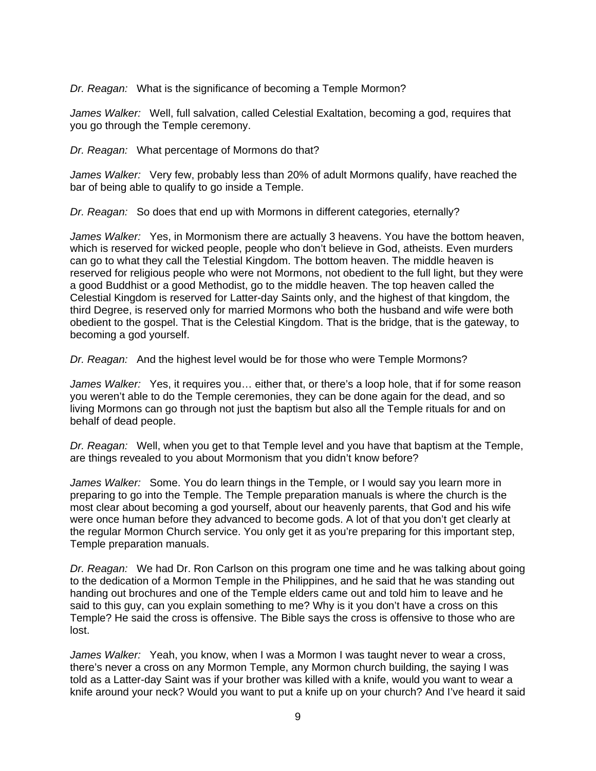*Dr. Reagan:* What is the significance of becoming a Temple Mormon?

*James Walker:* Well, full salvation, called Celestial Exaltation, becoming a god, requires that you go through the Temple ceremony.

*Dr. Reagan:* What percentage of Mormons do that?

*James Walker:* Very few, probably less than 20% of adult Mormons qualify, have reached the bar of being able to qualify to go inside a Temple.

*Dr. Reagan:* So does that end up with Mormons in different categories, eternally?

*James Walker:* Yes, in Mormonism there are actually 3 heavens. You have the bottom heaven, which is reserved for wicked people, people who don't believe in God, atheists. Even murders can go to what they call the Telestial Kingdom. The bottom heaven. The middle heaven is reserved for religious people who were not Mormons, not obedient to the full light, but they were a good Buddhist or a good Methodist, go to the middle heaven. The top heaven called the Celestial Kingdom is reserved for Latter-day Saints only, and the highest of that kingdom, the third Degree, is reserved only for married Mormons who both the husband and wife were both obedient to the gospel. That is the Celestial Kingdom. That is the bridge, that is the gateway, to becoming a god yourself.

*Dr. Reagan:* And the highest level would be for those who were Temple Mormons?

*James Walker:* Yes, it requires you… either that, or there's a loop hole, that if for some reason you weren't able to do the Temple ceremonies, they can be done again for the dead, and so living Mormons can go through not just the baptism but also all the Temple rituals for and on behalf of dead people.

*Dr. Reagan:* Well, when you get to that Temple level and you have that baptism at the Temple, are things revealed to you about Mormonism that you didn't know before?

*James Walker:* Some. You do learn things in the Temple, or I would say you learn more in preparing to go into the Temple. The Temple preparation manuals is where the church is the most clear about becoming a god yourself, about our heavenly parents, that God and his wife were once human before they advanced to become gods. A lot of that you don't get clearly at the regular Mormon Church service. You only get it as you're preparing for this important step, Temple preparation manuals.

*Dr. Reagan:* We had Dr. Ron Carlson on this program one time and he was talking about going to the dedication of a Mormon Temple in the Philippines, and he said that he was standing out handing out brochures and one of the Temple elders came out and told him to leave and he said to this guy, can you explain something to me? Why is it you don't have a cross on this Temple? He said the cross is offensive. The Bible says the cross is offensive to those who are lost.

*James Walker:* Yeah, you know, when I was a Mormon I was taught never to wear a cross, there's never a cross on any Mormon Temple, any Mormon church building, the saying I was told as a Latter-day Saint was if your brother was killed with a knife, would you want to wear a knife around your neck? Would you want to put a knife up on your church? And I've heard it said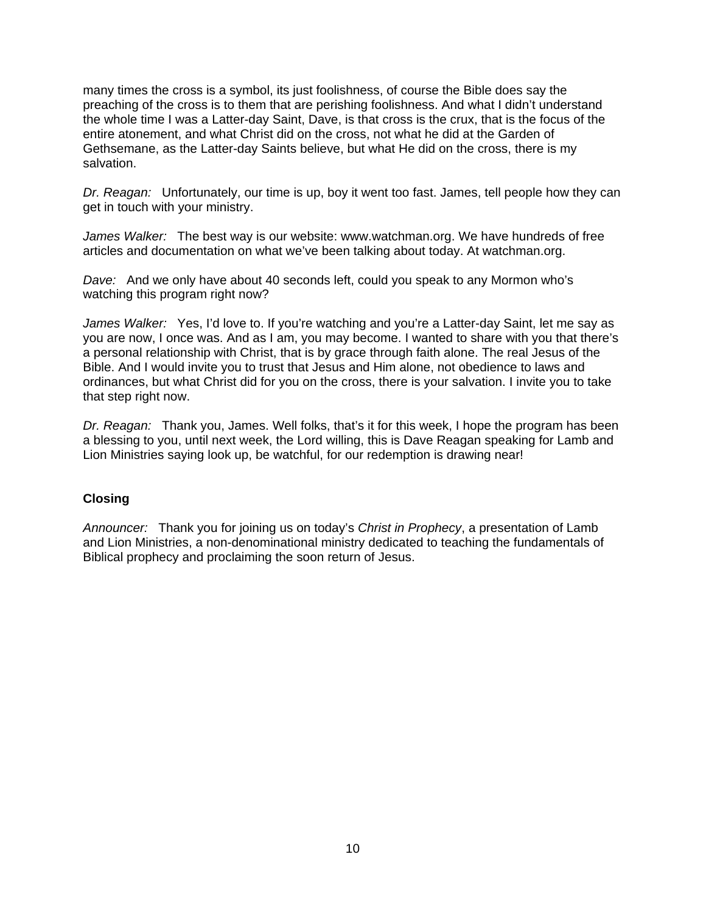many times the cross is a symbol, its just foolishness, of course the Bible does say the preaching of the cross is to them that are perishing foolishness. And what I didn't understand the whole time I was a Latter-day Saint, Dave, is that cross is the crux, that is the focus of the entire atonement, and what Christ did on the cross, not what he did at the Garden of Gethsemane, as the Latter-day Saints believe, but what He did on the cross, there is my salvation.

*Dr. Reagan:* Unfortunately, our time is up, boy it went too fast. James, tell people how they can get in touch with your ministry.

*James Walker:* The best way is our website: www.watchman.org. We have hundreds of free articles and documentation on what we've been talking about today. At watchman.org.

*Dave:* And we only have about 40 seconds left, could you speak to any Mormon who's watching this program right now?

*James Walker:* Yes, I'd love to. If you're watching and you're a Latter-day Saint, let me say as you are now, I once was. And as I am, you may become. I wanted to share with you that there's a personal relationship with Christ, that is by grace through faith alone. The real Jesus of the Bible. And I would invite you to trust that Jesus and Him alone, not obedience to laws and ordinances, but what Christ did for you on the cross, there is your salvation. I invite you to take that step right now.

*Dr. Reagan:* Thank you, James. Well folks, that's it for this week, I hope the program has been a blessing to you, until next week, the Lord willing, this is Dave Reagan speaking for Lamb and Lion Ministries saying look up, be watchful, for our redemption is drawing near!

**Closing**

*Announcer:* Thank you for joining us on today's *Christ in Prophecy*, a presentation of Lamb and Lion Ministries, a non-denominational ministry dedicated to teaching the fundamentals of Biblical prophecy and proclaiming the soon return of Jesus.